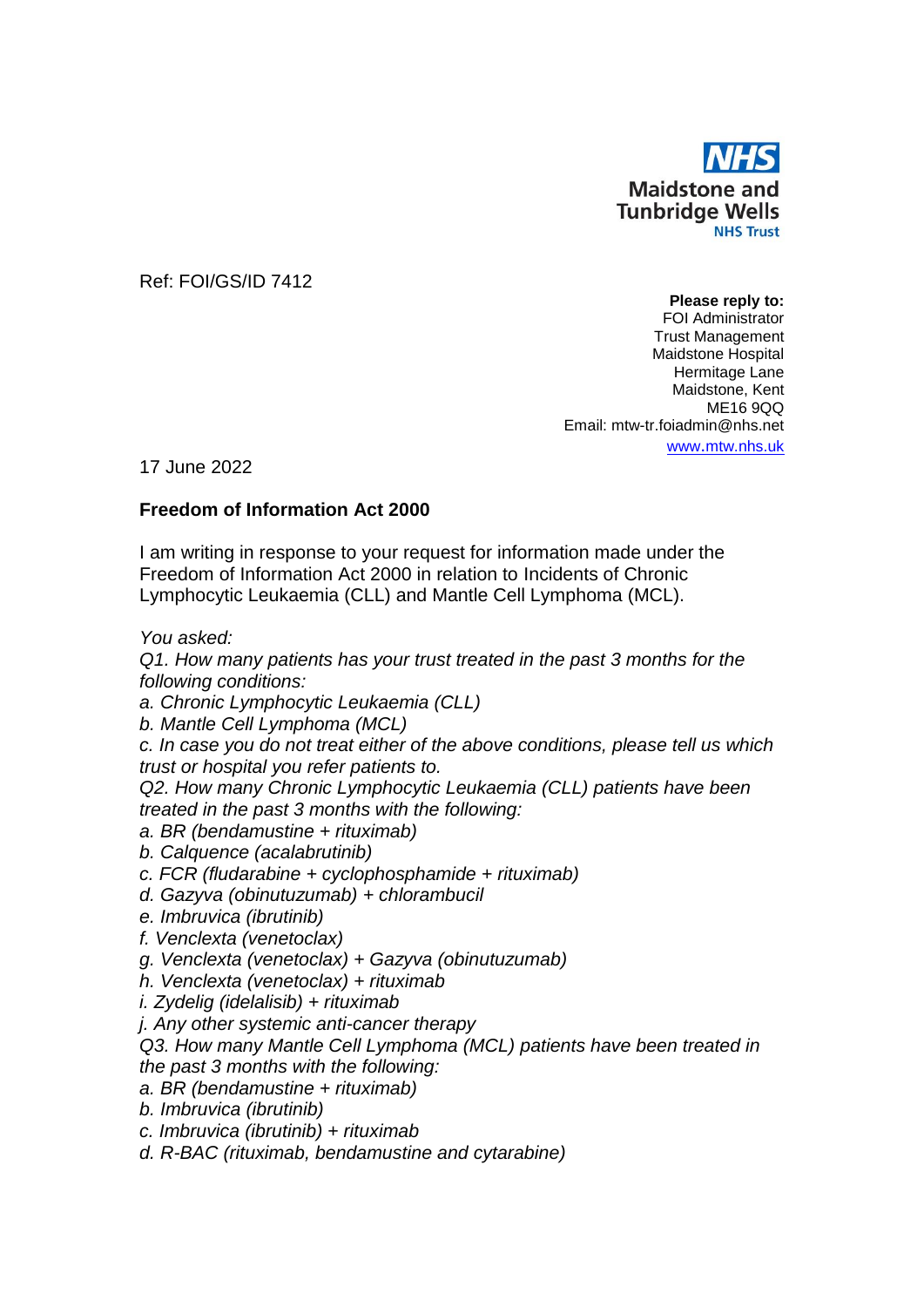NHS
Maidstone and Tunbridge Wells
NHS Trust

Ref: FOI/GS/ID 7412

**Please reply to:**
FOI Administrator
Trust Management
Maidstone Hospital
Hermitage Lane
Maidstone, Kent
ME16 9QQ
Email: mtw-tr.foiadmin@nhs.net
www.mtw.nhs.uk

17 June 2022

**Freedom of Information Act 2000**

I am writing in response to your request for information made under the Freedom of Information Act 2000 in relation to Incidents of Chronic Lymphocytic Leukaemia (CLL) and Mantle Cell Lymphoma (MCL).

*You asked:*
*Q1. How many patients has your trust treated in the past 3 months for the following conditions:*
*a. Chronic Lymphocytic Leukaemia (CLL)*
*b. Mantle Cell Lymphoma (MCL)*
*c. In case you do not treat either of the above conditions, please tell us which trust or hospital you refer patients to.*
*Q2. How many Chronic Lymphocytic Leukaemia (CLL) patients have been treated in the past 3 months with the following:*
*a. BR (bendamustine + rituximab)*
*b. Calquence (acalabrutinib)*
*c. FCR (fludarabine + cyclophosphamide + rituximab)*
*d. Gazyva (obinutuzumab) + chlorambucil*
*e. Imbruvica (ibrutinib)*
*f. Venclexta (venetoclax)*
*g. Venclexta (venetoclax) + Gazyva (obinutuzumab)*
*h. Venclexta (venetoclax) + rituximab*
*i. Zydelig (idelalisib) + rituximab*
*j. Any other systemic anti-cancer therapy*
*Q3. How many Mantle Cell Lymphoma (MCL) patients have been treated in the past 3 months with the following:*
*a. BR (bendamustine + rituximab)*
*b. Imbruvica (ibrutinib)*
*c. Imbruvica (ibrutinib) + rituximab*
*d. R-BAC (rituximab, bendamustine and cytarabine)*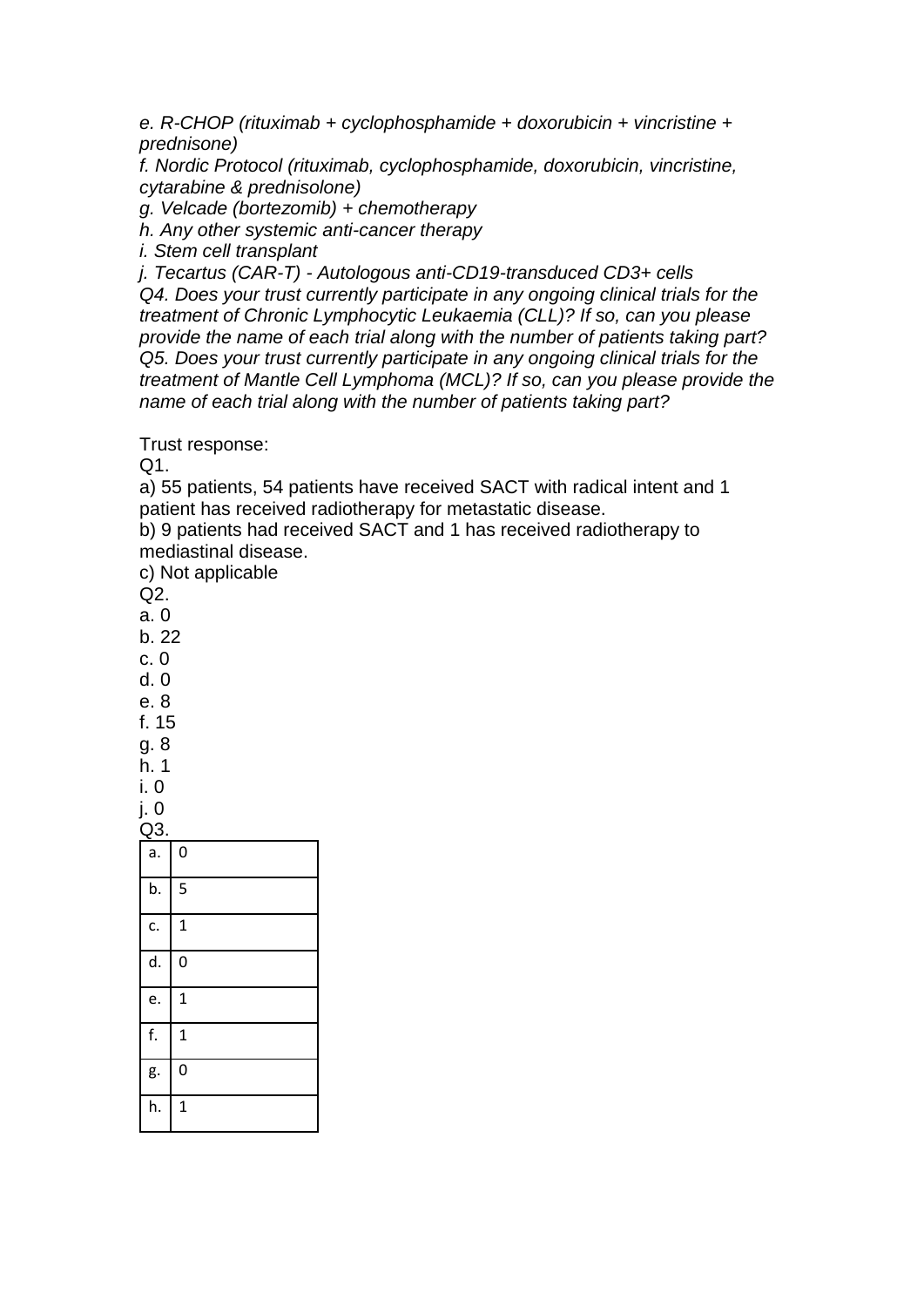*e. R-CHOP (rituximab + cyclophosphamide + doxorubicin + vincristine + prednisone)*
*f. Nordic Protocol (rituximab, cyclophosphamide, doxorubicin, vincristine, cytarabine & prednisolone)*
*g. Velcade (bortezomib) + chemotherapy*
*h. Any other systemic anti-cancer therapy*
*i. Stem cell transplant*
*j. Tecartus (CAR-T) - Autologous anti-CD19-transduced CD3+ cells*
*Q4. Does your trust currently participate in any ongoing clinical trials for the treatment of Chronic Lymphocytic Leukaemia (CLL)? If so, can you please provide the name of each trial along with the number of patients taking part?*
*Q5. Does your trust currently participate in any ongoing clinical trials for the treatment of Mantle Cell Lymphoma (MCL)? If so, can you please provide the name of each trial along with the number of patients taking part?*

Trust response:
Q1.
a) 55 patients, 54 patients have received SACT with radical intent and 1 patient has received radiotherapy for metastatic disease.
b) 9 patients had received SACT and 1 has received radiotherapy to mediastinal disease.
c) Not applicable
Q2.
a. 0
b. 22
c. 0
d. 0
e. 8
f. 15
g. 8
h. 1
i. 0
j. 0
Q3.

| | |
|---|---|
| a. | 0 |
| b. | 5 |
| c. | 1 |
| d. | 0 |
| e. | 1 |
| f. | 1 |
| g. | 0 |
| h. | 1 |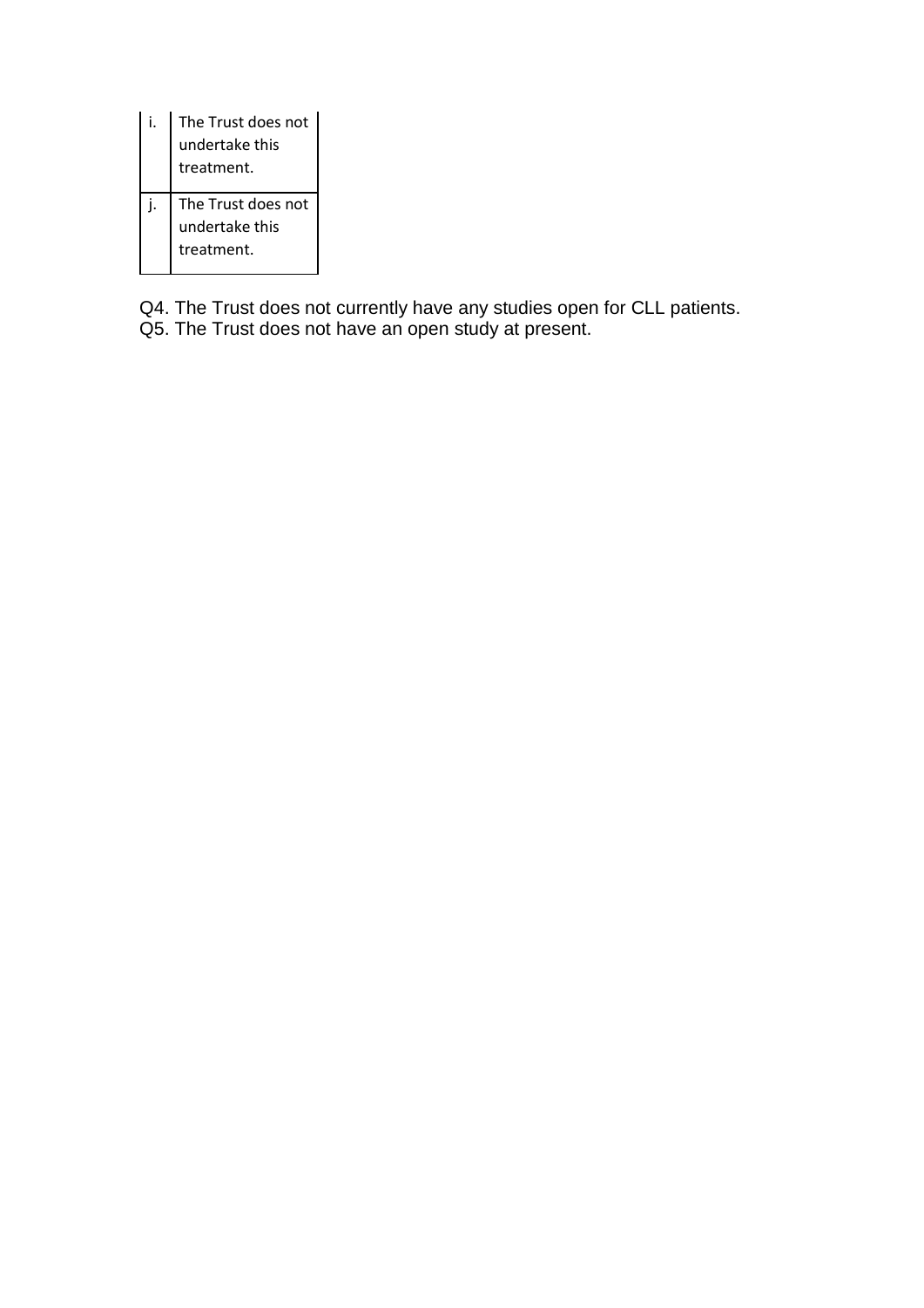| | |
|---|---|
| i. | The Trust does not undertake this treatment. |
| j. | The Trust does not undertake this treatment. |

Q4. The Trust does not currently have any studies open for CLL patients.
Q5. The Trust does not have an open study at present.